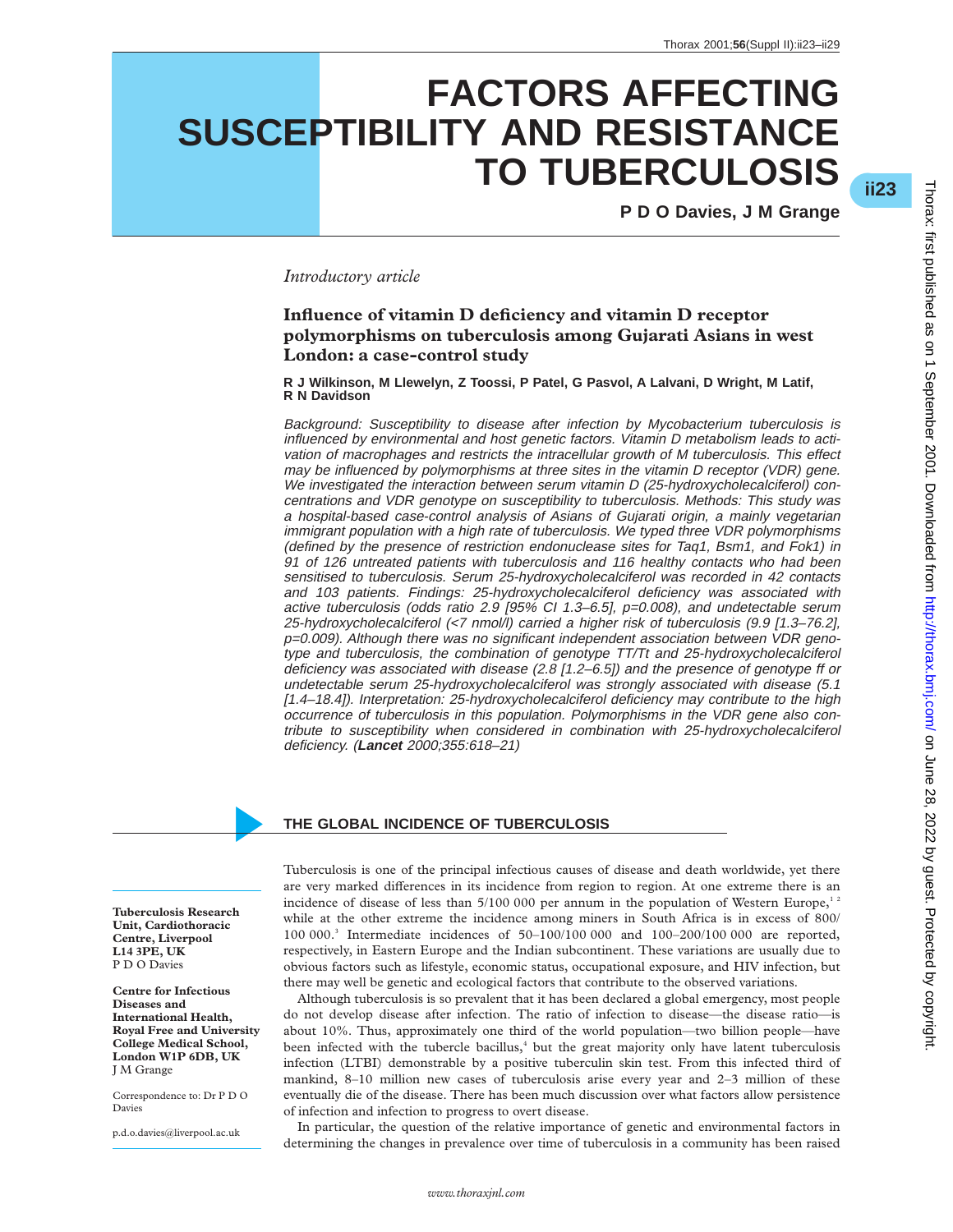# FACTORS AFFECTING SUSCEPTIBILITY AND RESISTANCE TO TUBERCULOSIS

**P D O Davies, J M Grange**

*Introductory article*

### Influence of vitamin D deficiency and vitamin D receptor polymorphisms on tuberculosis among Gujarati Asians in west London: a case-control study

**R J Wilkinson, M Llewelyn, Z Toossi, P Patel, G Pasvol, A Lalvani, D Wright, M Latif, R N Davidson**

*Background: Susceptibility to disease after infection by Mycobacterium tuberculosis is influenced by environmental and host genetic factors. Vitamin D metabolism leads to activation of macrophages and restricts the intracellular growth of M tuberculosis. This effect may be influenced by polymorphisms at three sites in the vitamin D receptor (VDR) gene. We investigated the interaction between serum vitamin D (25-hydroxycholecalciferol) concentrations and VDR genotype on susceptibility to tuberculosis. Methods: This study was a hospital-based case-control analysis of Asians of Gujarati origin, a mainly vegetarian immigrant population with a high rate of tuberculosis. We typed three VDR polymorphisms (defined by the presence of restriction endonuclease sites for Taq1, Bsm1, and Fok1) in 91 of 126 untreated patients with tuberculosis and 116 healthy contacts who had been sensitised to tuberculosis. Serum 25-hydroxycholecalciferol was recorded in 42 contacts and 103 patients. Findings: 25-hydroxycholecalciferol deficiency was associated with active tuberculosis (odds ratio 2.9 [95% CI 1.3–6.5], p=0.008), and undetectable serum 25-hydroxycholecalciferol (<7 nmol/l) carried a higher risk of tuberculosis (9.9 [1.3–76.2], p=0.009). Although there was no significant independent association between VDR genotype and tuberculosis, the combination of genotype TT/Tt and 25-hydroxycholecalciferol deficiency was associated with disease (2.8 [1.2–6.5]) and the presence of genotype ff or undetectable serum 25-hydroxycholecalciferol was strongly associated with disease (5.1 [1.4–18.4]). Interpretation: 25-hydroxycholecalciferol deficiency may contribute to the high occurrence of tuberculosis in this population. Polymorphisms in the VDR gene also contribute to susceptibility when considered in combination with 25-hydroxycholecalciferol deficiency. (**Lancet** 2000;355:618–21)*

## THE GLOBAL INCIDENCE OF TUBERCULOSIS

Tuberculosis is one of the principal infectious causes of disease and death worldwide, yet there are very marked differences in its incidence from region to region. At one extreme there is an incidence of less than 5/100 000 per annum in the population of Western Europe,[1 2] while at the other extreme the incidence among miners in South Africa is in excess of 800/100 000.[3] Intermediate incidences of 50–100/100 000 and 100–200/100 000 are reported, respectively, in Eastern Europe and the Indian subcontinent. These variations are usually due to obvious factors such as lifestyle, economic status, occupational exposure, and HIV infection, but there may well be genetic and ecological factors that contribute to the observed variations.

Although tuberculosis is so prevalent that it has been declared a global emergency, most people do not develop disease after infection. The ratio of infection to disease—the disease ratio—is about 10%. Thus, approximately one third of the world population—two billion people—have been infected with the tubercle bacillus,[4] but the great majority only have latent tuberculosis infection (LTBI) demonstrable by a positive tuberculin skin test. From this infected third of mankind, 8–10 million new cases of tuberculosis arise every year and 2–3 million of these eventually die of the disease. There has been much discussion over what factors allow persistence of infection and infection to progress to overt disease.

In particular, the question of the relative importance of genetic and environmental factors in determining the changes in prevalence over time of tuberculosis in a community has been raised

**Tuberculosis Research Unit, Cardiothoracic Centre, Liverpool L14 3PE, UK**
P D O Davies

**Centre for Infectious Diseases and International Health, Royal Free and University College Medical School, London W1P 6DB, UK**
J M Grange

Correspondence to: Dr P D O Davies

p.d.o.davies@liverpool.ac.uk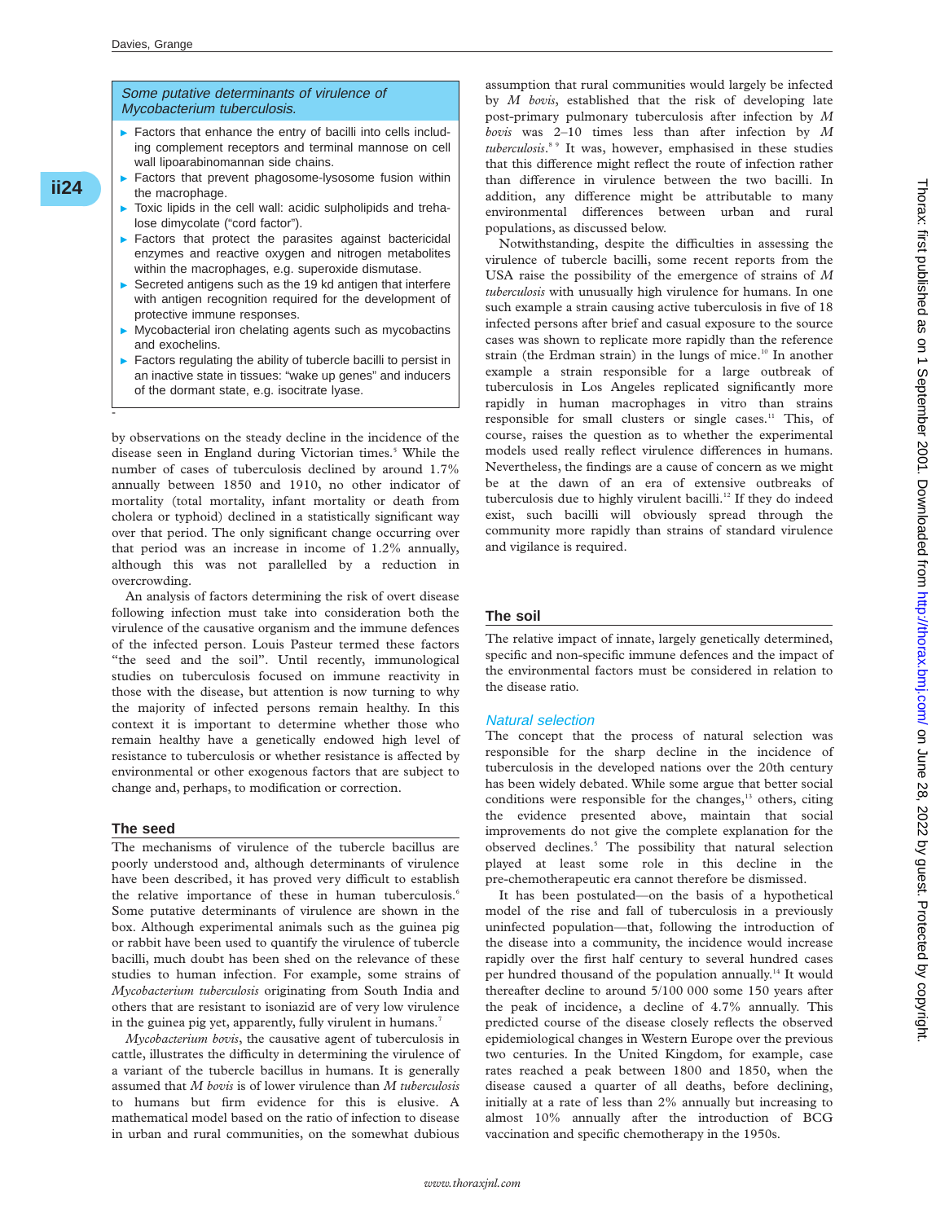> *Some putative determinants of virulence of Mycobacterium tuberculosis.*
>
> - Factors that enhance the entry of bacilli into cells including complement receptors and terminal mannose on cell wall lipoarabinomannan side chains.
> - Factors that prevent phagosome-lysosome fusion within the macrophage.
> - Toxic lipids in the cell wall: acidic sulpholipids and trehalose dimycolate ("cord factor").
> - Factors that protect the parasites against bactericidal enzymes and reactive oxygen and nitrogen metabolites within the macrophages, e.g. superoxide dismutase.
> - Secreted antigens such as the 19 kd antigen that interfere with antigen recognition required for the development of protective immune responses.
> - Mycobacterial iron chelating agents such as mycobactins and exochelins.
> - Factors regulating the ability of tubercle bacilli to persist in an inactive state in tissues: "wake up genes" and inducers of the dormant state, e.g. isocitrate lyase.

by observations on the steady decline in the incidence of the disease seen in England during Victorian times.[5] While the number of cases of tuberculosis declined by around 1.7% annually between 1850 and 1910, no other indicator of mortality (total mortality, infant mortality or death from cholera or typhoid) declined in a statistically significant way over that period. The only significant change occurring over that period was an increase in income of 1.2% annually, although this was not parallelled by a reduction in overcrowding.

An analysis of factors determining the risk of overt disease following infection must take into consideration both the virulence of the causative organism and the immune defences of the infected person. Louis Pasteur termed these factors "the seed and the soil". Until recently, immunological studies on tuberculosis focused on immune reactivity in those with the disease, but attention is now turning to why the majority of infected persons remain healthy. In this context it is important to determine whether those who remain healthy have a genetically endowed high level of resistance to tuberculosis or whether resistance is affected by environmental or other exogenous factors that are subject to change and, perhaps, to modification or correction.

## The seed

The mechanisms of virulence of the tubercle bacillus are poorly understood and, although determinants of virulence have been described, it has proved very difficult to establish the relative importance of these in human tuberculosis.[6] Some putative determinants of virulence are shown in the box. Although experimental animals such as the guinea pig or rabbit have been used to quantify the virulence of tubercle bacilli, much doubt has been shed on the relevance of these studies to human infection. For example, some strains of *Mycobacterium tuberculosis* originating from South India and others that are resistant to isoniazid are of very low virulence in the guinea pig yet, apparently, fully virulent in humans.[7]

*Mycobacterium bovis*, the causative agent of tuberculosis in cattle, illustrates the difficulty in determining the virulence of a variant of the tubercle bacillus in humans. It is generally assumed that *M bovis* is of lower virulence than *M tuberculosis* to humans but firm evidence for this is elusive. A mathematical model based on the ratio of infection to disease in urban and rural communities, on the somewhat dubious assumption that rural communities would largely be infected by *M bovis*, established that the risk of developing late post-primary pulmonary tuberculosis after infection by *M bovis* was 2–10 times less than after infection by *M tuberculosis*.[8,9] It was, however, emphasised in these studies that this difference might reflect the route of infection rather than difference in virulence between the two bacilli. In addition, any difference might be attributable to many environmental differences between urban and rural populations, as discussed below.

Notwithstanding, despite the difficulties in assessing the virulence of tubercle bacilli, some recent reports from the USA raise the possibility of the emergence of strains of *M tuberculosis* with unusually high virulence for humans. In one such example a strain causing active tuberculosis in five of 18 infected persons after brief and casual exposure to the source cases was shown to replicate more rapidly than the reference strain (the Erdman strain) in the lungs of mice.[10] In another example a strain responsible for a large outbreak of tuberculosis in Los Angeles replicated significantly more rapidly in human macrophages in vitro than strains responsible for small clusters or single cases.[11] This, of course, raises the question as to whether the experimental models used really reflect virulence differences in humans. Nevertheless, the findings are a cause of concern as we might be at the dawn of an era of extensive outbreaks of tuberculosis due to highly virulent bacilli.[12] If they do indeed exist, such bacilli will obviously spread through the community more rapidly than strains of standard virulence and vigilance is required.

## The soil

The relative impact of innate, largely genetically determined, specific and non-specific immune defences and the impact of the environmental factors must be considered in relation to the disease ratio.

### *Natural selection*

The concept that the process of natural selection was responsible for the sharp decline in the incidence of tuberculosis in the developed nations over the 20th century has been widely debated. While some argue that better social conditions were responsible for the changes,[13] others, citing the evidence presented above, maintain that social improvements do not give the complete explanation for the observed declines.[5] The possibility that natural selection played at least some role in this decline in the pre-chemotherapeutic era cannot therefore be dismissed.

It has been postulated—on the basis of a hypothetical model of the rise and fall of tuberculosis in a previously uninfected population—that, following the introduction of the disease into a community, the incidence would increase rapidly over the first half century to several hundred cases per hundred thousand of the population annually.[14] It would thereafter decline to around 5/100 000 some 150 years after the peak of incidence, a decline of 4.7% annually. This predicted course of the disease closely reflects the observed epidemiological changes in Western Europe over the previous two centuries. In the United Kingdom, for example, case rates reached a peak between 1800 and 1850, when the disease caused a quarter of all deaths, before declining, initially at a rate of less than 2% annually but increasing to almost 10% annually after the introduction of BCG vaccination and specific chemotherapy in the 1950s.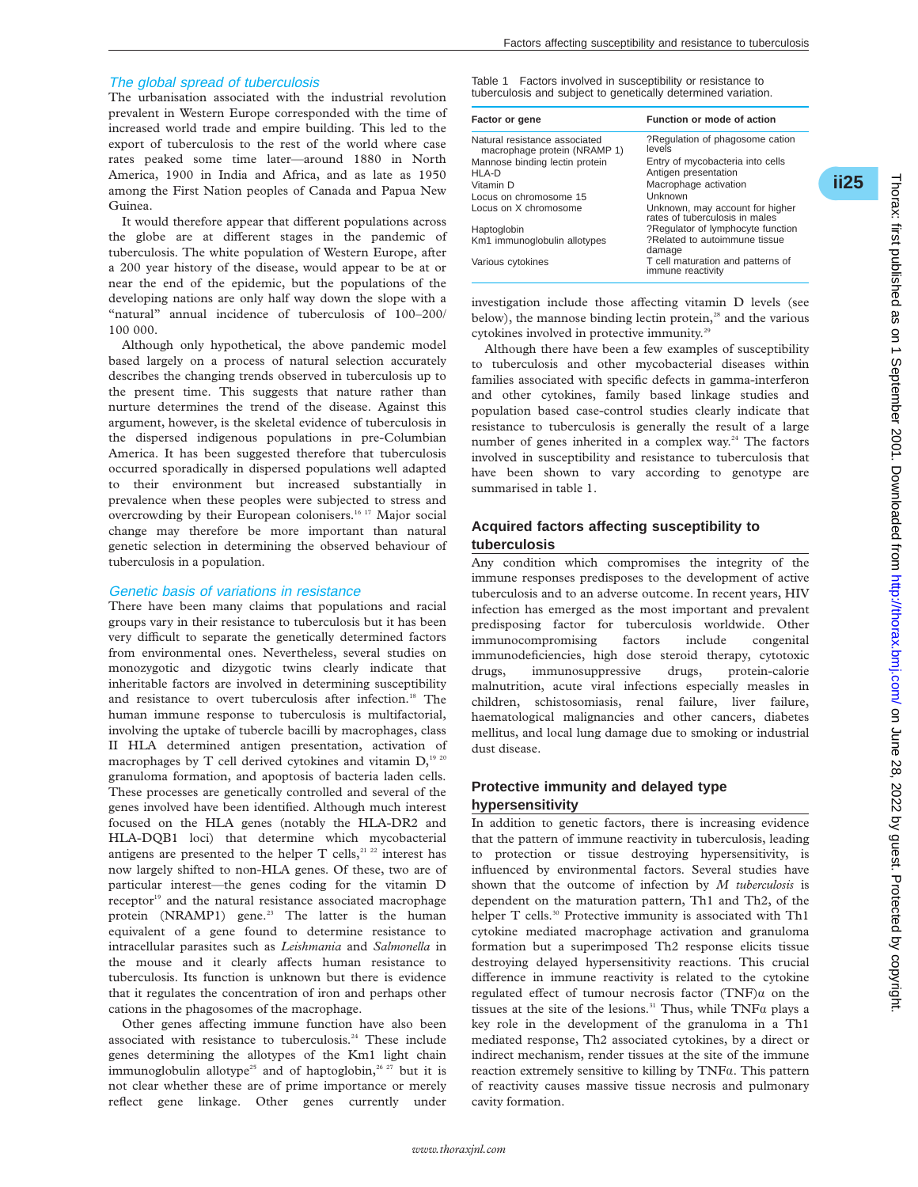### The global spread of tuberculosis

The urbanisation associated with the industrial revolution prevalent in Western Europe corresponded with the time of increased world trade and empire building. This led to the export of tuberculosis to the rest of the world where case rates peaked some time later—around 1880 in North America, 1900 in India and Africa, and as late as 1950 among the First Nation peoples of Canada and Papua New Guinea.

It would therefore appear that different populations across the globe are at different stages in the pandemic of tuberculosis. The white population of Western Europe, after a 200 year history of the disease, would appear to be at or near the end of the epidemic, but the populations of the developing nations are only half way down the slope with a "natural" annual incidence of tuberculosis of 100–200/100 000.

Although only hypothetical, the above pandemic model based largely on a process of natural selection accurately describes the changing trends observed in tuberculosis up to the present time. This suggests that nature rather than nurture determines the trend of the disease. Against this argument, however, is the skeletal evidence of tuberculosis in the dispersed indigenous populations in pre-Columbian America. It has been suggested therefore that tuberculosis occurred sporadically in dispersed populations well adapted to their environment but increased substantially in prevalence when these peoples were subjected to stress and overcrowding by their European colonisers.[16,17] Major social change may therefore be more important than natural genetic selection in determining the observed behaviour of tuberculosis in a population.

### Genetic basis of variations in resistance

There have been many claims that populations and racial groups vary in their resistance to tuberculosis but it has been very difficult to separate the genetically determined factors from environmental ones. Nevertheless, several studies on monozygotic and dizygotic twins clearly indicate that inheritable factors are involved in determining susceptibility and resistance to overt tuberculosis after infection.[18] The human immune response to tuberculosis is multifactorial, involving the uptake of tubercle bacilli by macrophages, class II HLA determined antigen presentation, activation of macrophages by T cell derived cytokines and vitamin D,[19,20] granuloma formation, and apoptosis of bacteria laden cells. These processes are genetically controlled and several of the genes involved have been identified. Although much interest focused on the HLA genes (notably the HLA-DR2 and HLA-DQB1 loci) that determine which mycobacterial antigens are presented to the helper T cells,[21,22] interest has now largely shifted to non-HLA genes. Of these, two are of particular interest—the genes coding for the vitamin D receptor[19] and the natural resistance associated macrophage protein (NRAMP1) gene.[23] The latter is the human equivalent of a gene found to determine resistance to intracellular parasites such as *Leishmania* and *Salmonella* in the mouse and it clearly affects human resistance to tuberculosis. Its function is unknown but there is evidence that it regulates the concentration of iron and perhaps other cations in the phagosomes of the macrophage.

Other genes affecting immune function have also been associated with resistance to tuberculosis.[24] These include genes determining the allotypes of the Km1 light chain immunoglobulin allotype[25] and of haptoglobin,[26,27] but it is not clear whether these are of prime importance or merely reflect gene linkage. Other genes currently under investigation include those affecting vitamin D levels (see below), the mannose binding lectin protein,[28] and the various cytokines involved in protective immunity.[29]

Although there have been a few examples of susceptibility to tuberculosis and other mycobacterial diseases within families associated with specific defects in gamma-interferon and other cytokines, family based linkage studies and population based case-control studies clearly indicate that resistance to tuberculosis is generally the result of a large number of genes inherited in a complex way.[24] The factors involved in susceptibility and resistance to tuberculosis that have been shown to vary according to genotype are summarised in table 1.

Table 1 Factors involved in susceptibility or resistance to tuberculosis and subject to genetically determined variation.

| Factor or gene | Function or mode of action |
|---|---|
| Natural resistance associated macrophage protein (NRAMP 1) | ?Regulation of phagosome cation levels |
| Mannose binding lectin protein | Entry of mycobacteria into cells |
| HLA-D | Antigen presentation |
| Vitamin D | Macrophage activation |
| Locus on chromosome 15 | Unknown |
| Locus on X chromosome | Unknown, may account for higher rates of tuberculosis in males |
| Haptoglobin | ?Regulator of lymphocyte function |
| Km1 immunoglobulin allotypes | ?Related to autoimmune tissue damage |
| Various cytokines | T cell maturation and patterns of immune reactivity |

## Acquired factors affecting susceptibility to tuberculosis

Any condition which compromises the integrity of the immune responses predisposes to the development of active tuberculosis and to an adverse outcome. In recent years, HIV infection has emerged as the most important and prevalent predisposing factor for tuberculosis worldwide. Other immunocompromising factors include congenital immunodeficiencies, high dose steroid therapy, cytotoxic drugs, immunosuppressive drugs, protein-calorie malnutrition, acute viral infections especially measles in children, schistosomiasis, renal failure, liver failure, haematological malignancies and other cancers, diabetes mellitus, and local lung damage due to smoking or industrial dust disease.

## Protective immunity and delayed type hypersensitivity

In addition to genetic factors, there is increasing evidence that the pattern of immune reactivity in tuberculosis, leading to protection or tissue destroying hypersensitivity, is influenced by environmental factors. Several studies have shown that the outcome of infection by *M tuberculosis* is dependent on the maturation pattern, Th1 and Th2, of the helper T cells.[30] Protective immunity is associated with Th1 cytokine mediated macrophage activation and granuloma formation but a superimposed Th2 response elicits tissue destroying delayed hypersensitivity reactions. This crucial difference in immune reactivity is related to the cytokine regulated effect of tumour necrosis factor (TNF)$\alpha$ on the tissues at the site of the lesions.[31] Thus, while TNF$\alpha$ plays a key role in the development of the granuloma in a Th1 mediated response, Th2 associated cytokines, by a direct or indirect mechanism, render tissues at the site of the immune reaction extremely sensitive to killing by TNF$\alpha$. This pattern of reactivity causes massive tissue necrosis and pulmonary cavity formation.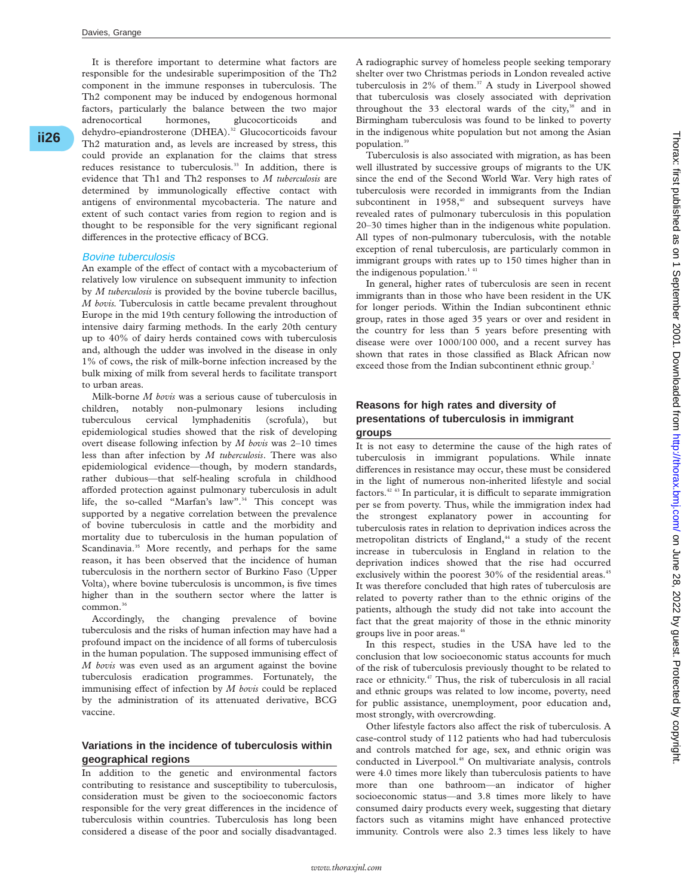It is therefore important to determine what factors are responsible for the undesirable superimposition of the Th2 component in the immune responses in tuberculosis. The Th2 component may be induced by endogenous hormonal factors, particularly the balance between the two major adrenocortical hormones, glucocorticoids and dehydro-epiandrosterone (DHEA).[32] Glucocorticoids favour Th2 maturation and, as levels are increased by stress, this could provide an explanation for the claims that stress reduces resistance to tuberculosis.[33] In addition, there is evidence that Th1 and Th2 responses to *M tuberculosis* are determined by immunologically effective contact with antigens of environmental mycobacteria. The nature and extent of such contact varies from region to region and is thought to be responsible for the very significant regional differences in the protective efficacy of BCG.

### Bovine tuberculosis

An example of the effect of contact with a mycobacterium of relatively low virulence on subsequent immunity to infection by *M tuberculosis* is provided by the bovine tubercle bacillus, *M bovis*. Tuberculosis in cattle became prevalent throughout Europe in the mid 19th century following the introduction of intensive dairy farming methods. In the early 20th century up to 40% of dairy herds contained cows with tuberculosis and, although the udder was involved in the disease in only 1% of cows, the risk of milk-borne infection increased by the bulk mixing of milk from several herds to facilitate transport to urban areas.

Milk-borne *M bovis* was a serious cause of tuberculosis in children, notably non-pulmonary lesions including tuberculous cervical lymphadenitis (scrofula), but epidemiological studies showed that the risk of developing overt disease following infection by *M bovis* was 2–10 times less than after infection by *M tuberculosis*. There was also epidemiological evidence—though, by modern standards, rather dubious—that self-healing scrofula in childhood afforded protection against pulmonary tuberculosis in adult life, the so-called "Marfan's law".[34] This concept was supported by a negative correlation between the prevalence of bovine tuberculosis in cattle and the morbidity and mortality due to tuberculosis in the human population of Scandinavia.[35] More recently, and perhaps for the same reason, it has been observed that the incidence of human tuberculosis in the northern sector of Burkino Faso (Upper Volta), where bovine tuberculosis is uncommon, is five times higher than in the southern sector where the latter is common.[36]

Accordingly, the changing prevalence of bovine tuberculosis and the risks of human infection may have had a profound impact on the incidence of all forms of tuberculosis in the human population. The supposed immunising effect of *M bovis* was even used as an argument against the bovine tuberculosis eradication programmes. Fortunately, the immunising effect of infection by *M bovis* could be replaced by the administration of its attenuated derivative, BCG vaccine.

## Variations in the incidence of tuberculosis within geographical regions

In addition to the genetic and environmental factors contributing to resistance and susceptibility to tuberculosis, consideration must be given to the socioeconomic factors responsible for the very great differences in the incidence of tuberculosis within countries. Tuberculosis has long been considered a disease of the poor and socially disadvantaged. A radiographic survey of homeless people seeking temporary shelter over two Christmas periods in London revealed active tuberculosis in 2% of them.[37] A study in Liverpool showed that tuberculosis was closely associated with deprivation throughout the 33 electoral wards of the city,[38] and in Birmingham tuberculosis was found to be linked to poverty in the indigenous white population but not among the Asian population.[39]

Tuberculosis is also associated with migration, as has been well illustrated by successive groups of migrants to the UK since the end of the Second World War. Very high rates of tuberculosis were recorded in immigrants from the Indian subcontinent in 1958,[40] and subsequent surveys have revealed rates of pulmonary tuberculosis in this population 20–30 times higher than in the indigenous white population. All types of non-pulmonary tuberculosis, with the notable exception of renal tuberculosis, are particularly common in immigrant groups with rates up to 150 times higher than in the indigenous population.[1 41]

In general, higher rates of tuberculosis are seen in recent immigrants than in those who have been resident in the UK for longer periods. Within the Indian subcontinent ethnic group, rates in those aged 35 years or over and resident in the country for less than 5 years before presenting with disease were over 1000/100 000, and a recent survey has shown that rates in those classified as Black African now exceed those from the Indian subcontinent ethnic group.[2]

## Reasons for high rates and diversity of presentations of tuberculosis in immigrant groups

It is not easy to determine the cause of the high rates of tuberculosis in immigrant populations. While innate differences in resistance may occur, these must be considered in the light of numerous non-inherited lifestyle and social factors.[42 43] In particular, it is difficult to separate immigration per se from poverty. Thus, while the immigration index had the strongest explanatory power in accounting for tuberculosis rates in relation to deprivation indices across the metropolitan districts of England,[44] a study of the recent increase in tuberculosis in England in relation to the deprivation indices showed that the rise had occurred exclusively within the poorest 30% of the residential areas.[45] It was therefore concluded that high rates of tuberculosis are related to poverty rather than to the ethnic origins of the patients, although the study did not take into account the fact that the great majority of those in the ethnic minority groups live in poor areas.[46]

In this respect, studies in the USA have led to the conclusion that low socioeconomic status accounts for much of the risk of tuberculosis previously thought to be related to race or ethnicity.[47] Thus, the risk of tuberculosis in all racial and ethnic groups was related to low income, poverty, need for public assistance, unemployment, poor education and, most strongly, with overcrowding.

Other lifestyle factors also affect the risk of tuberculosis. A case-control study of 112 patients who had had tuberculosis and controls matched for age, sex, and ethnic origin was conducted in Liverpool.[48] On multivariate analysis, controls were 4.0 times more likely than tuberculosis patients to have more than one bathroom—an indicator of higher socioeconomic status—and 3.8 times more likely to have consumed dairy products every week, suggesting that dietary factors such as vitamins might have enhanced protective immunity. Controls were also 2.3 times less likely to have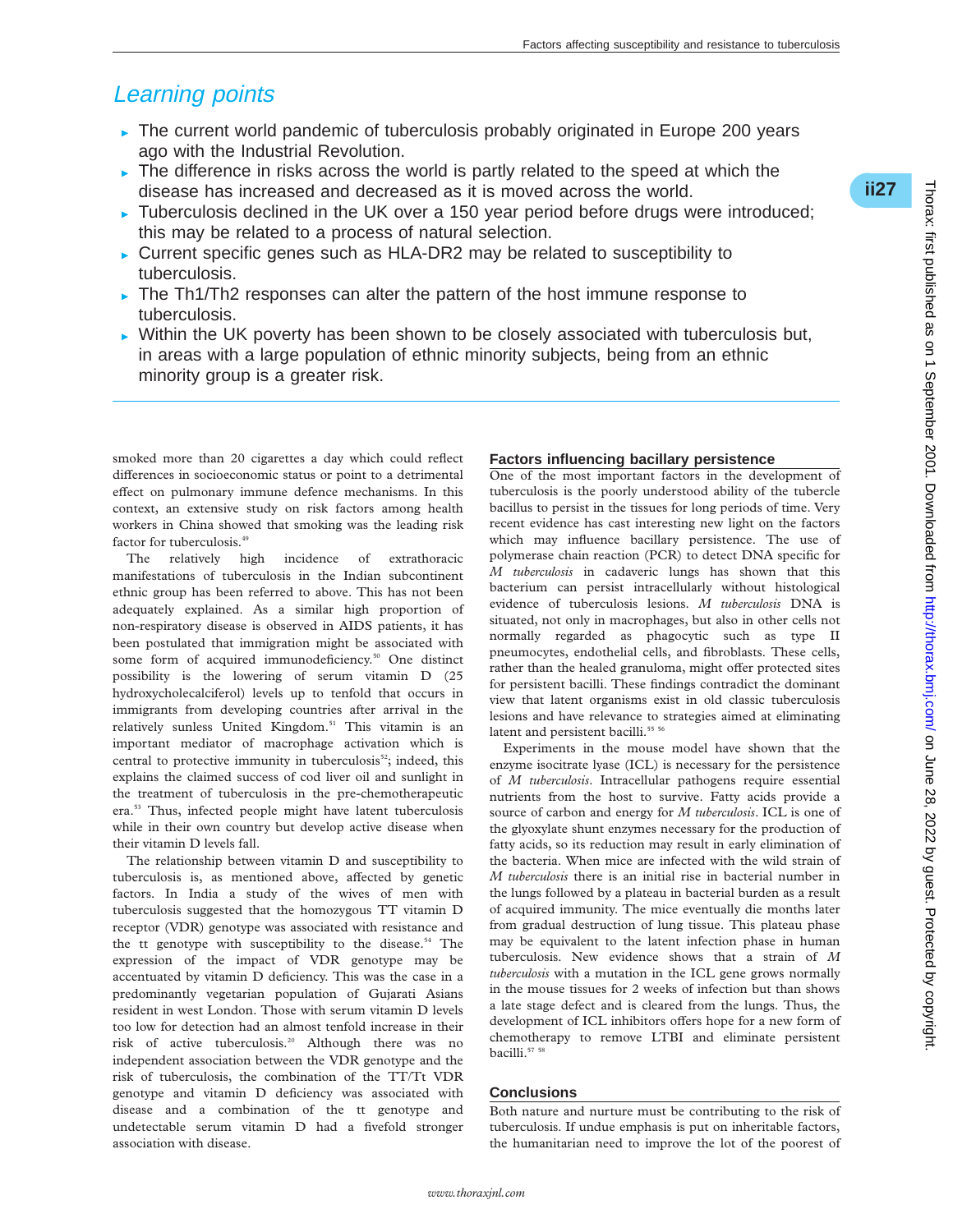## Learning points

- The current world pandemic of tuberculosis probably originated in Europe 200 years ago with the Industrial Revolution.
- The difference in risks across the world is partly related to the speed at which the disease has increased and decreased as it is moved across the world.
- Tuberculosis declined in the UK over a 150 year period before drugs were introduced; this may be related to a process of natural selection.
- Current specific genes such as HLA-DR2 may be related to susceptibility to tuberculosis.
- The Th1/Th2 responses can alter the pattern of the host immune response to tuberculosis.
- Within the UK poverty has been shown to be closely associated with tuberculosis but, in areas with a large population of ethnic minority subjects, being from an ethnic minority group is a greater risk.

smoked more than 20 cigarettes a day which could reflect differences in socioeconomic status or point to a detrimental effect on pulmonary immune defence mechanisms. In this context, an extensive study on risk factors among health workers in China showed that smoking was the leading risk factor for tuberculosis.[49]

The relatively high incidence of extrathoracic manifestations of tuberculosis in the Indian subcontinent ethnic group has been referred to above. This has not been adequately explained. As a similar high proportion of non-respiratory disease is observed in AIDS patients, it has been postulated that immigration might be associated with some form of acquired immunodeficiency.[50] One distinct possibility is the lowering of serum vitamin D (25 hydroxycholecalciferol) levels up to tenfold that occurs in immigrants from developing countries after arrival in the relatively sunless United Kingdom.[51] This vitamin is an important mediator of macrophage activation which is central to protective immunity in tuberculosis[52]; indeed, this explains the claimed success of cod liver oil and sunlight in the treatment of tuberculosis in the pre-chemotherapeutic era.[53] Thus, infected people might have latent tuberculosis while in their own country but develop active disease when their vitamin D levels fall.

The relationship between vitamin D and susceptibility to tuberculosis is, as mentioned above, affected by genetic factors. In India a study of the wives of men with tuberculosis suggested that the homozygous TT vitamin D receptor (VDR) genotype was associated with resistance and the tt genotype with susceptibility to the disease.[54] The expression of the impact of VDR genotype may be accentuated by vitamin D deficiency. This was the case in a predominantly vegetarian population of Gujarati Asians resident in west London. Those with serum vitamin D levels too low for detection had an almost tenfold increase in their risk of active tuberculosis.[20] Although there was no independent association between the VDR genotype and the risk of tuberculosis, the combination of the TT/Tt VDR genotype and vitamin D deficiency was associated with disease and a combination of the tt genotype and undetectable serum vitamin D had a fivefold stronger association with disease.

### Factors influencing bacillary persistence

One of the most important factors in the development of tuberculosis is the poorly understood ability of the tubercle bacillus to persist in the tissues for long periods of time. Very recent evidence has cast interesting new light on the factors which may influence bacillary persistence. The use of polymerase chain reaction (PCR) to detect DNA specific for *M tuberculosis* in cadaveric lungs has shown that this bacterium can persist intracellularly without histological evidence of tuberculosis lesions. *M tuberculosis* DNA is situated, not only in macrophages, but also in other cells not normally regarded as phagocytic such as type II pneumocytes, endothelial cells, and fibroblasts. These cells, rather than the healed granuloma, might offer protected sites for persistent bacilli. These findings contradict the dominant view that latent organisms exist in old classic tuberculosis lesions and have relevance to strategies aimed at eliminating latent and persistent bacilli.[55,56]

Experiments in the mouse model have shown that the enzyme isocitrate lyase (ICL) is necessary for the persistence of *M tuberculosis*. Intracellular pathogens require essential nutrients from the host to survive. Fatty acids provide a source of carbon and energy for *M tuberculosis*. ICL is one of the glyoxylate shunt enzymes necessary for the production of fatty acids, so its reduction may result in early elimination of the bacteria. When mice are infected with the wild strain of *M tuberculosis* there is an initial rise in bacterial number in the lungs followed by a plateau in bacterial burden as a result of acquired immunity. The mice eventually die months later from gradual destruction of lung tissue. This plateau phase may be equivalent to the latent infection phase in human tuberculosis. New evidence shows that a strain of *M tuberculosis* with a mutation in the ICL gene grows normally in the mouse tissues for 2 weeks of infection but than shows a late stage defect and is cleared from the lungs. Thus, the development of ICL inhibitors offers hope for a new form of chemotherapy to remove LTBI and eliminate persistent bacilli.[57,58]

### Conclusions

Both nature and nurture must be contributing to the risk of tuberculosis. If undue emphasis is put on inheritable factors, the humanitarian need to improve the lot of the poorest of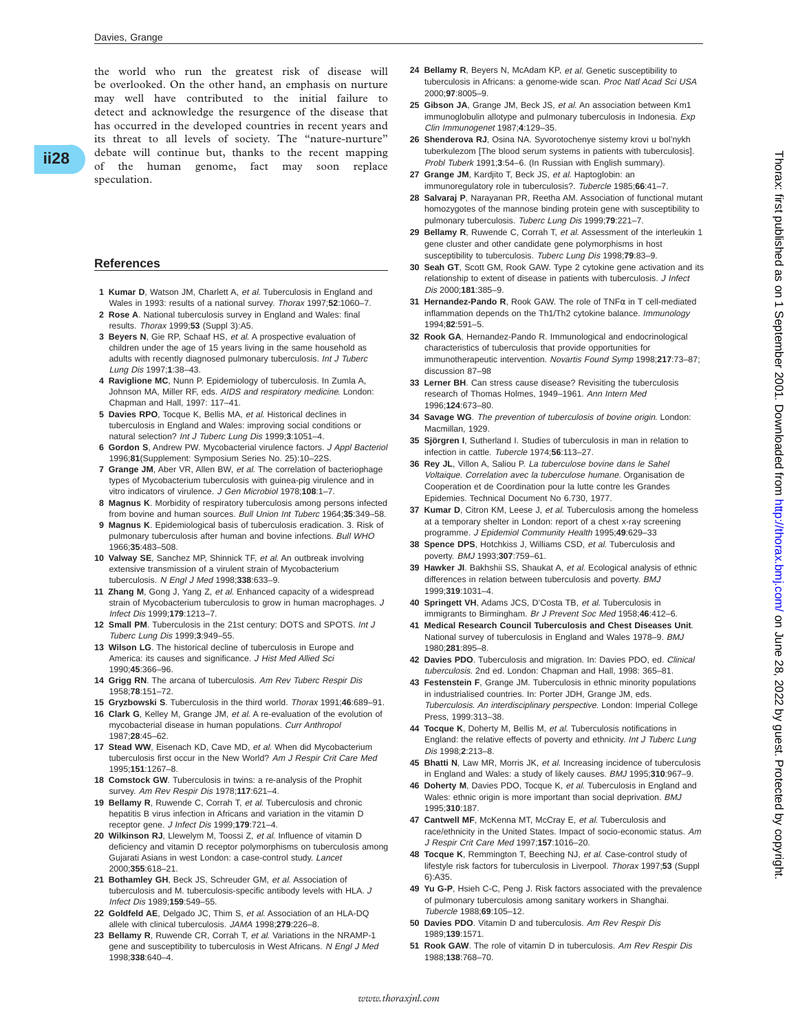the world who run the greatest risk of disease will be overlooked. On the other hand, an emphasis on nurture may well have contributed to the initial failure to detect and acknowledge the resurgence of the disease that has occurred in the developed countries in recent years and its threat to all levels of society. The "nature-nurture" debate will continue but, thanks to the recent mapping of the human genome, fact may soon replace speculation.

## References

1. **Kumar D**, Watson JM, Charlett A, *et al.* Tuberculosis in England and Wales in 1993: results of a national survey. *Thorax* 1997;**52**:1060–7.
2. **Rose A**. National tuberculosis survey in England and Wales: final results. *Thorax* 1999;**53** (Suppl 3):A5.
3. **Beyers N**, Gie RP, Schaaf HS, *et al.* A prospective evaluation of children under the age of 15 years living in the same household as adults with recently diagnosed pulmonary tuberculosis. *Int J Tuberc Lung Dis* 1997;**1**:38–43.
4. **Raviglione MC**, Nunn P. Epidemiology of tuberculosis. In Zumla A, Johnson MA, Miller RF, eds. *AIDS and respiratory medicine*. London: Chapman and Hall, 1997: 117–41.
5. **Davies RPO**, Tocque K, Bellis MA, *et al.* Historical declines in tuberculosis in England and Wales: improving social conditions or natural selection? *Int J Tuberc Lung Dis* 1999;**3**:1051–4.
6. **Gordon S**, Andrew PW. Mycobacterial virulence factors. *J Appl Bacteriol* 1996;**81**(Supplement: Symposium Series No. 25):10–22S.
7. **Grange JM**, Aber VR, Allen BW, *et al.* The correlation of bacteriophage types of Mycobacterium tuberculosis with guinea-pig virulence and in vitro indicators of virulence. *J Gen Microbiol* 1978;**108**:1–7.
8. **Magnus K**. Morbidity of respiratory tuberculosis among persons infected from bovine and human sources. *Bull Union Int Tuberc* 1964;**35**:349–58.
9. **Magnus K**. Epidemiological basis of tuberculosis eradication. 3. Risk of pulmonary tuberculosis after human and bovine infections. *Bull WHO* 1966;**35**:483–508.
10. **Valway SE**, Sanchez MP, Shinnick TF, *et al.* An outbreak involving extensive transmission of a virulent strain of Mycobacterium tuberculosis. *N Engl J Med* 1998;**338**:633–9.
11. **Zhang M**, Gong J, Yang Z, *et al.* Enhanced capacity of a widespread strain of Mycobacterium tuberculosis to grow in human macrophages. *J Infect Dis* 1999;**179**:1213–7.
12. **Small PM**. Tuberculosis in the 21st century: DOTS and SPOTS. *Int J Tuberc Lung Dis* 1999;**3**:949–55.
13. **Wilson LG**. The historical decline of tuberculosis in Europe and America: its causes and significance. *J Hist Med Allied Sci* 1990;**45**:366–96.
14. **Grigg RN**. The arcana of tuberculosis. *Am Rev Tuberc Respir Dis* 1958;**78**:151–72.
15. **Gryzbowski S**. Tuberculosis in the third world. *Thorax* 1991;**46**:689–91.
16. **Clark G**, Kelley M, Grange JM, *et al.* A re-evaluation of the evolution of mycobacterial disease in human populations. *Curr Anthropol* 1987;**28**:45–62.
17. **Stead WW**, Eisenach KD, Cave MD, *et al.* When did Mycobacterium tuberculosis first occur in the New World? *Am J Respir Crit Care Med* 1995;**151**:1267–8.
18. **Comstock GW**. Tuberculosis in twins: a re-analysis of the Prophit survey. *Am Rev Respir Dis* 1978;**117**:621–4.
19. **Bellamy R**, Ruwende C, Corrah T, *et al.* Tuberculosis and chronic hepatitis B virus infection in Africans and variation in the vitamin D receptor gene. *J Infect Dis* 1999;**179**:721–4.
20. **Wilkinson RJ**, Llewelym M, Toossi Z, *et al.* Influence of vitamin D deficiency and vitamin D receptor polymorphisms on tuberculosis among Gujarati Asians in west London: a case-control study. *Lancet* 2000;**355**:618–21.
21. **Bothamley GH**, Beck JS, Schreuder GM, *et al.* Association of tuberculosis and M. tuberculosis-specific antibody levels with HLA. *J Infect Dis* 1989;**159**:549–55.
22. **Goldfeld AE**, Delgado JC, Thim S, *et al.* Association of an HLA-DQ allele with clinical tuberculosis. *JAMA* 1998;**279**:226–8.
23. **Bellamy R**, Ruwende CR, Corrah T, *et al.* Variations in the NRAMP-1 gene and susceptibility to tuberculosis in West Africans. *N Engl J Med* 1998;**338**:640–4.
24. **Bellamy R**, Beyers N, McAdam KP, *et al.* Genetic susceptibility to tuberculosis in Africans: a genome-wide scan. *Proc Natl Acad Sci USA* 2000;**97**:8005–9.
25. **Gibson JA**, Grange JM, Beck JS, *et al.* An association between Km1 immunoglobulin allotype and pulmonary tuberculosis in Indonesia. *Exp Clin Immunogenet* 1987;**4**:129–35.
26. **Shenderova RJ**, Osina NA. Syvorotochenye sistemy krovi u bol'nykh tuberkulezom [The blood serum systems in patients with tuberculosis]. *Probl Tuberk* 1991;**3**:54–6. (In Russian with English summary).
27. **Grange JM**, Kardjito T, Beck JS, *et al.* Haptoglobin: an immunoregulatory role in tuberculosis?. *Tubercle* 1985;**66**:41–7.
28. **Salvaraj P**, Narayanan PR, Reetha AM. Association of functional mutant homozygotes of the mannose binding protein gene with susceptibility to pulmonary tuberculosis. *Tuberc Lung Dis* 1999;**79**:221–7.
29. **Bellamy R**, Ruwende C, Corrah T, *et al.* Assessment of the interleukin 1 gene cluster and other candidate gene polymorphisms in host susceptibility to tuberculosis. *Tuberc Lung Dis* 1998;**79**:83–9.
30. **Seah GT**, Scott GM, Rook GAW. Type 2 cytokine gene activation and its relationship to extent of disease in patients with tuberculosis. *J Infect Dis* 2000;**181**:385–9.
31. **Hernandez-Pando R**, Rook GAW. The role of TNFα in T cell-mediated inflammation depends on the Th1/Th2 cytokine balance. *Immunology* 1994;**82**:591–5.
32. **Rook GA**, Hernandez-Pando R. Immunological and endocrinological characteristics of tuberculosis that provide opportunities for immunotherapeutic intervention. *Novartis Found Symp* 1998;**217**:73–87; discussion 87–98
33. **Lerner BH**. Can stress cause disease? Revisiting the tuberculosis research of Thomas Holmes, 1949–1961. *Ann Intern Med* 1996;**124**:673–80.
34. **Savage WG**. *The prevention of tuberculosis of bovine origin*. London: Macmillan, 1929.
35. **Sjörgren I**, Sutherland I. Studies of tuberculosis in man in relation to infection in cattle. *Tubercle* 1974;**56**:113–27.
36. **Rey JL**, Villon A, Saliou P. *La tuberculose bovine dans le Sahel Voltaique. Correlation avec la tuberculose humane.* Organisation de Cooperation et de Coordination pour la lutte contre les Grandes Epidemies. Technical Document No 6.730, 1977.
37. **Kumar D**, Citron KM, Leese J, *et al.* Tuberculosis among the homeless at a temporary shelter in London: report of a chest x-ray screening programme. *J Epidemiol Community Health* 1995;**49**:629–33
38. **Spence DPS**, Hotchkiss J, Williams CSD, *et al.* Tuberculosis and poverty. *BMJ* 1993;**307**:759–61.
39. **Hawker JI**. Bakhshii SS, Shaukat A, *et al.* Ecological analysis of ethnic differences in relation between tuberculosis and poverty. *BMJ* 1999;**319**:1031–4.
40. **Springett VH**, Adams JCS, D'Costa TB, *et al.* Tuberculosis in immigrants to Birmingham. *Br J Prevent Soc Med* 1958;**46**:412–6.
41. **Medical Research Council Tuberculosis and Chest Diseases Unit**. National survey of tuberculosis in England and Wales 1978–9. *BMJ* 1980;**281**:895–8.
42. **Davies PDO**. Tuberculosis and migration. In: Davies PDO, ed. *Clinical tuberculosis*. 2nd ed. London: Chapman and Hall, 1998: 365–81.
43. **Festenstein F**, Grange JM. Tuberculosis in ethnic minority populations in industrialised countries. In: Porter JDH, Grange JM, eds. *Tuberculosis. An interdisciplinary perspective.* London: Imperial College Press, 1999:313–38.
44. **Tocque K**, Doherty M, Bellis M, *et al.* Tuberculosis notifications in England: the relative effects of poverty and ethnicity. *Int J Tuberc Lung Dis* 1998;**2**:213–8.
45. **Bhatti N**, Law MR, Morris JK, *et al.* Increasing incidence of tuberculosis in England and Wales: a study of likely causes. *BMJ* 1995;**310**:967–9.
46. **Doherty M**, Davies PDO, Tocque K, *et al.* Tuberculosis in England and Wales: ethnic origin is more important than social deprivation. *BMJ* 1995;**310**:187.
47. **Cantwell MF**, McKenna MT, McCray E, *et al.* Tuberculosis and race/ethnicity in the United States. Impact of socio-economic status. *Am J Respir Crit Care Med* 1997;**157**:1016–20.
48. **Tocque K**, Remmington T, Beeching NJ, *et al.* Case-control study of lifestyle risk factors for tuberculosis in Liverpool. *Thorax* 1997;**53** (Suppl 6):A35.
49. **Yu G-P**, Hsieh C-C, Peng J. Risk factors associated with the prevalence of pulmonary tuberculosis among sanitary workers in Shanghai. *Tubercle* 1988;**69**:105–12.
50. **Davies PDO**. Vitamin D and tuberculosis. *Am Rev Respir Dis* 1989;**139**:1571.
51. **Rook GAW**. The role of vitamin D in tuberculosis. *Am Rev Respir Dis* 1988;**138**:768–70.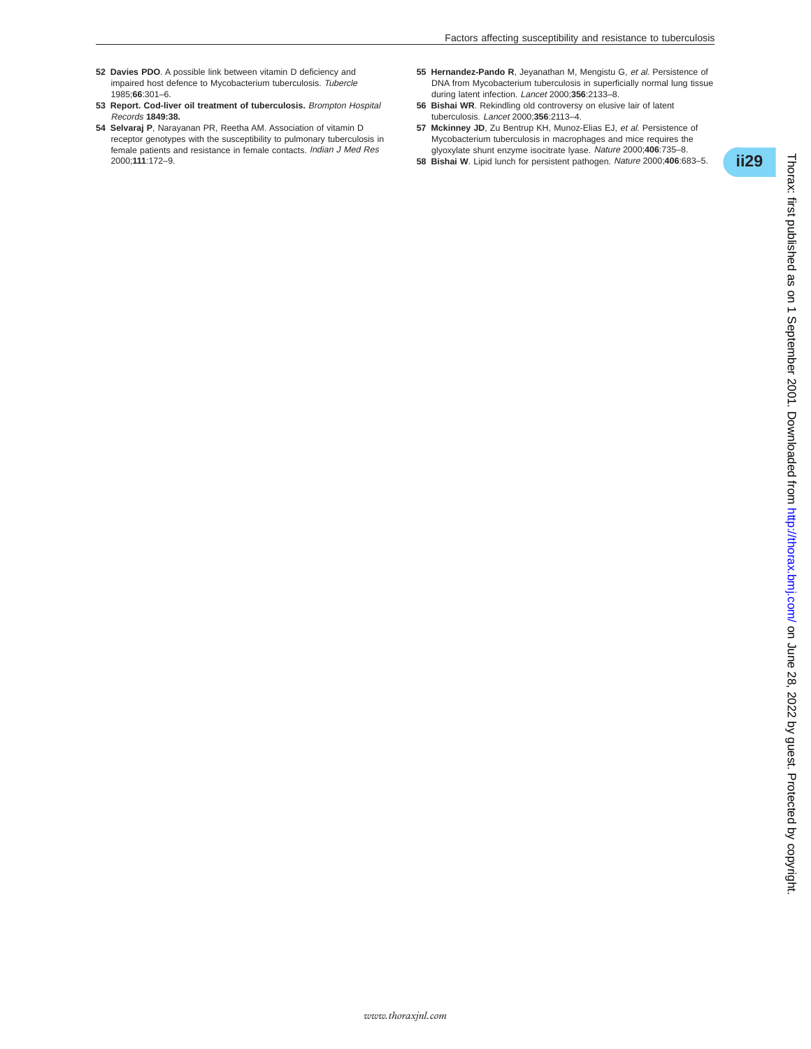52 **Davies PDO**. A possible link between vitamin D deficiency and impaired host defence to Mycobacterium tuberculosis. *Tubercle* 1985;**66**:301–6.

53 **Report. Cod-liver oil treatment of tuberculosis.** *Brompton Hospital Records* **1849:38.**

54 **Selvaraj P**, Narayanan PR, Reetha AM. Association of vitamin D receptor genotypes with the susceptibility to pulmonary tuberculosis in female patients and resistance in female contacts. *Indian J Med Res* 2000;**111**:172–9.

55 **Hernandez-Pando R**, Jeyanathan M, Mengistu G, *et al*. Persistence of DNA from Mycobacterium tuberculosis in superficially normal lung tissue during latent infection. *Lancet* 2000;**356**:2133–8.

56 **Bishai WR**. Rekindling old controversy on elusive lair of latent tuberculosis. *Lancet* 2000;**356**:2113–4.

57 **Mckinney JD**, Zu Bentrup KH, Munoz-Elias EJ, *et al*. Persistence of Mycobacterium tuberculosis in macrophages and mice requires the glyoxylate shunt enzyme isocitrate lyase. *Nature* 2000;**406**:735–8.

58 **Bishai W**. Lipid lunch for persistent pathogen. *Nature* 2000;**406**:683–5.